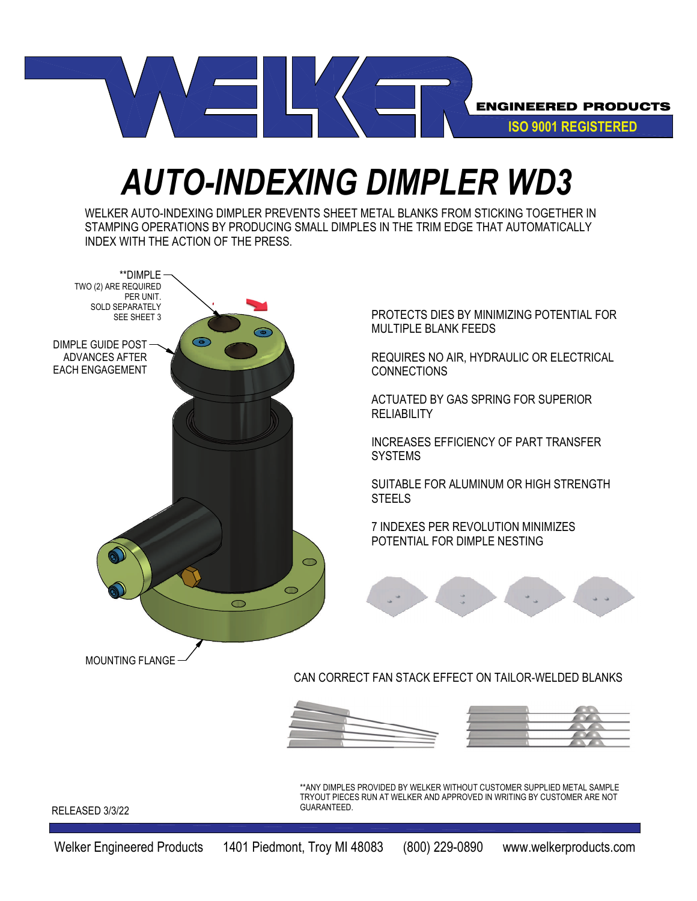WELKER ENGINEERED PRODUCTS
ISO 9001 REGISTERED

# AUTO-INDEXING DIMPLER WD3

WELKER AUTO-INDEXING DIMPLER PREVENTS SHEET METAL BLANKS FROM STICKING TOGETHER IN STAMPING OPERATIONS BY PRODUCING SMALL DIMPLES IN THE TRIM EDGE THAT AUTOMATICALLY INDEX WITH THE ACTION OF THE PRESS.

**DIMPLE
TWO (2) ARE REQUIRED PER UNIT.
SOLD SEPARATELY
SEE SHEET 3

DIMPLE GUIDE POST ADVANCES AFTER EACH ENGAGEMENT

MOUNTING FLANGE

PROTECTS DIES BY MINIMIZING POTENTIAL FOR MULTIPLE BLANK FEEDS

REQUIRES NO AIR, HYDRAULIC OR ELECTRICAL CONNECTIONS

ACTUATED BY GAS SPRING FOR SUPERIOR RELIABILITY

INCREASES EFFICIENCY OF PART TRANSFER SYSTEMS

SUITABLE FOR ALUMINUM OR HIGH STRENGTH STEELS

7 INDEXES PER REVOLUTION MINIMIZES POTENTIAL FOR DIMPLE NESTING

CAN CORRECT FAN STACK EFFECT ON TAILOR-WELDED BLANKS

**ANY DIMPLES PROVIDED BY WELKER WITHOUT CUSTOMER SUPPLIED METAL SAMPLE TRYOUT PIECES RUN AT WELKER AND APPROVED IN WRITING BY CUSTOMER ARE NOT GUARANTEED.

RELEASED 3/3/22

Welker Engineered Products 1401 Piedmont, Troy MI 48083 (800) 229-0890 www.welkerproducts.com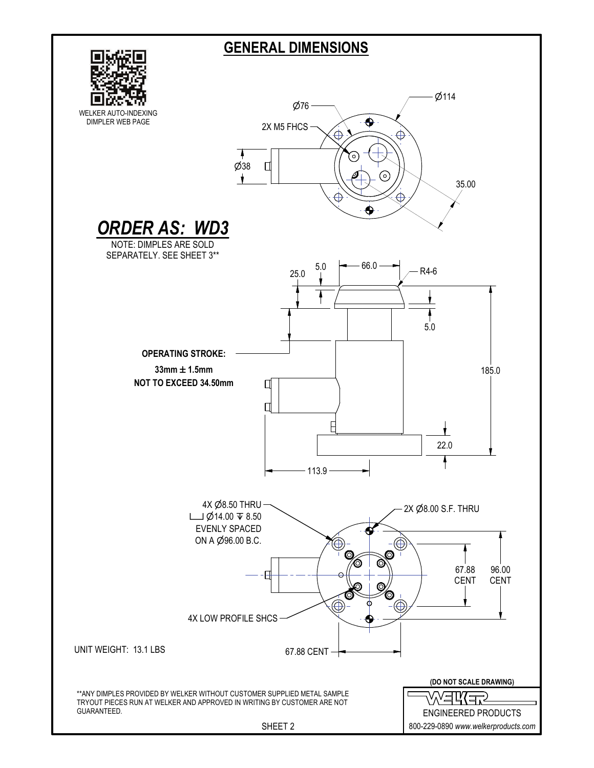## GENERAL DIMENSIONS

WELKER AUTO-INDEXING DIMPLER WEB PAGE

## *ORDER AS: WD3*

NOTE: DIMPLES ARE SOLD SEPARATELY. SEE SHEET 3**

Ø76

Ø114

2X M5 FHCS

Ø38

35.00

5.0

66.0

R4-6

25.0

5.0

**OPERATING STROKE:**

**33mm ± 1.5mm**

**NOT TO EXCEED 34.50mm**

185.0

22.0

113.9

4X Ø8.50 THRU
⌴ Ø14.00 ↧ 8.50
EVENLY SPACED
ON A Ø96.00 B.C.

2X Ø8.00 S.F. THRU

67.88 CENT

96.00 CENT

4X LOW PROFILE SHCS

UNIT WEIGHT: 13.1 LBS

67.88 CENT

**(DO NOT SCALE DRAWING)**

**ANY DIMPLES PROVIDED BY WELKER WITHOUT CUSTOMER SUPPLIED METAL SAMPLE TRYOUT PIECES RUN AT WELKER AND APPROVED IN WRITING BY CUSTOMER ARE NOT GUARANTEED.

SHEET 2

WELKER
ENGINEERED PRODUCTS
800-229-0890 *www.welkerproducts.com*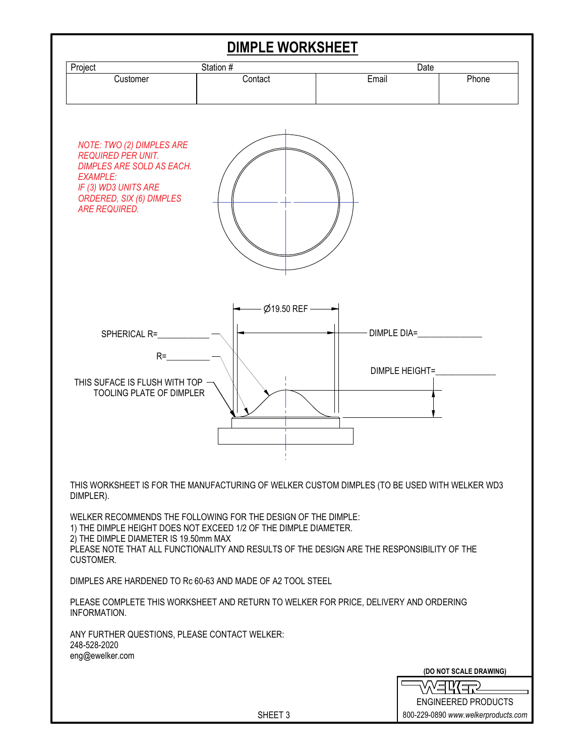# DIMPLE WORKSHEET

| Project | | Station # | Date |
|---|---|---|---|
| Customer | Contact | Email | Phone |
| | | | |

*NOTE: TWO (2) DIMPLES ARE REQUIRED PER UNIT. DIMPLES ARE SOLD AS EACH. EXAMPLE: IF (3) WD3 UNITS ARE ORDERED, SIX (6) DIMPLES ARE REQUIRED.*

Ø19.50 REF

SPHERICAL R=___________

DIMPLE DIA=______________

R=_________

DIMPLE HEIGHT=_____________

THIS SUFACE IS FLUSH WITH TOP TOOLING PLATE OF DIMPLER

THIS WORKSHEET IS FOR THE MANUFACTURING OF WELKER CUSTOM DIMPLES (TO BE USED WITH WELKER WD3 DIMPLER).

WELKER RECOMMENDS THE FOLLOWING FOR THE DESIGN OF THE DIMPLE:
1) THE DIMPLE HEIGHT DOES NOT EXCEED 1/2 OF THE DIMPLE DIAMETER.
2) THE DIMPLE DIAMETER IS 19.50mm MAX
PLEASE NOTE THAT ALL FUNCTIONALITY AND RESULTS OF THE DESIGN ARE THE RESPONSIBILITY OF THE CUSTOMER.

DIMPLES ARE HARDENED TO Rc 60-63 AND MADE OF A2 TOOL STEEL

PLEASE COMPLETE THIS WORKSHEET AND RETURN TO WELKER FOR PRICE, DELIVERY AND ORDERING INFORMATION.

ANY FURTHER QUESTIONS, PLEASE CONTACT WELKER:
248-528-2020
eng@ewelker.com

**(DO NOT SCALE DRAWING)**

WELKER
ENGINEERED PRODUCTS
800-229-0890 *www.welkerproducts.com*